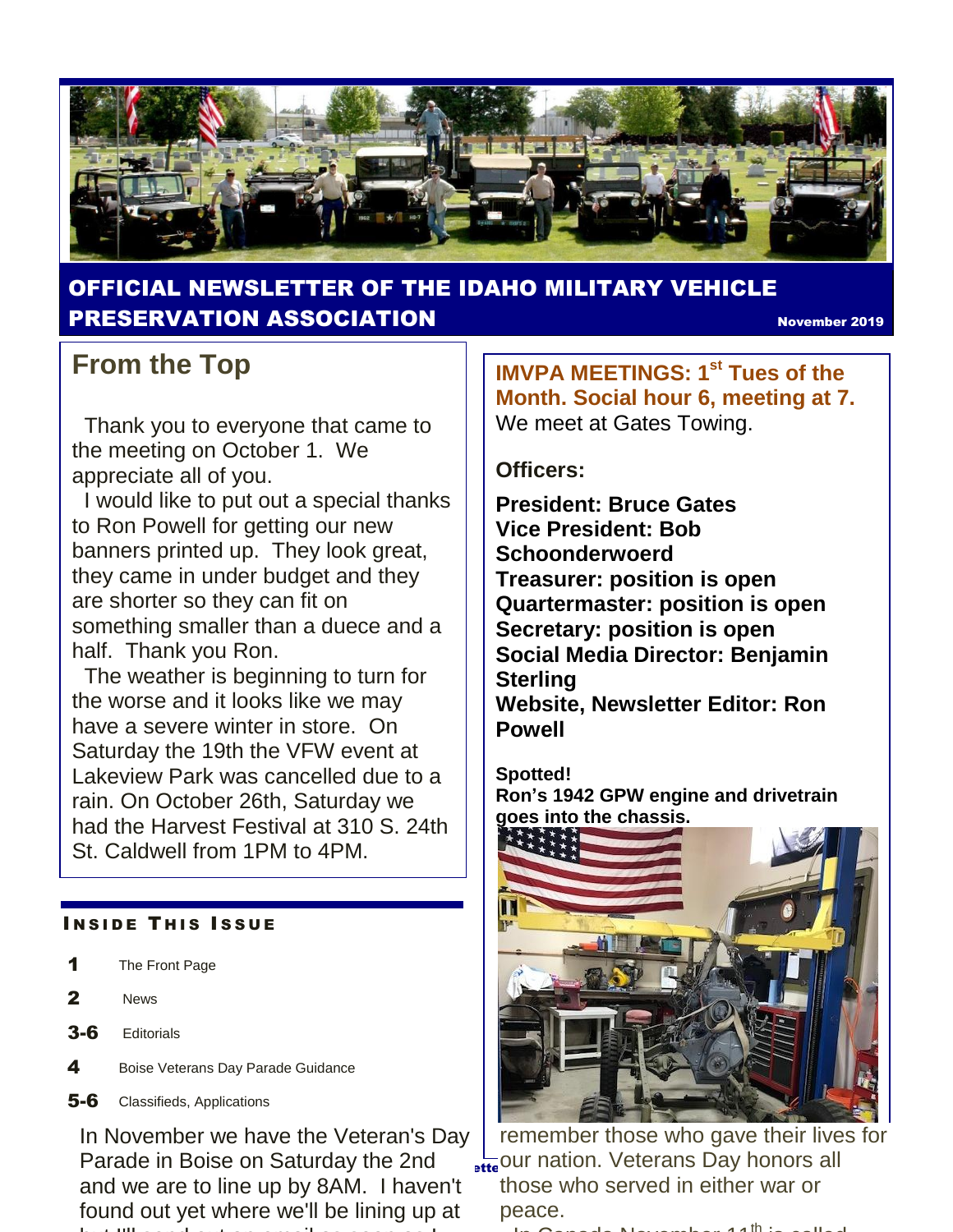# OFFICIAL NEWSLETTER OF THE IDAHO MILITARY VEHICLE PRESERVATION ASSOCIATION

**November 2019**

## From the Top

Thank you to everyone that came to the meeting on October 1. We appreciate all of you.

I would like to put out a special thanks to Ron Powell for getting our new banners printed up. They look great, they came in under budget and they are shorter so they can fit on something smaller than a duece and a half. Thank you Ron.

The weather is beginning to turn for the worse and it looks like we may have a severe winter in store. On Saturday the 19th the VFW event at Lakeview Park was cancelled due to a rain. On October 26th, Saturday we had the Harvest Festival at 310 S. 24th St. Caldwell from 1PM to 4PM.

### INSIDE THIS ISSUE

- **1** The Front Page
- **2** News
- **3-6** Editorials
- **4** Boise Veterans Day Parade Guidance
- **5-6** Classifieds, Applications

In November we have the Veteran's Day Parade in Boise on Saturday the 2nd and we are to line up by 8AM. I haven't found out yet where we'll be lining up at

**IMVPA MEETINGS: 1st Tues of the Month. Social hour 6, meeting at 7.**
We meet at Gates Towing.

**Officers:**

**President: Bruce Gates**
**Vice President: Bob Schoonderwoerd**
**Treasurer: position is open**
**Quartermaster: position is open**
**Secretary: position is open**
**Social Media Director: Benjamin Sterling**
**Website, Newsletter Editor: Ron Powell**

**Spotted!**
**Ron's 1942 GPW engine and drivetrain goes into the chassis.**

remember those who gave their lives for our nation. Veterans Day honors all those who served in either war or peace.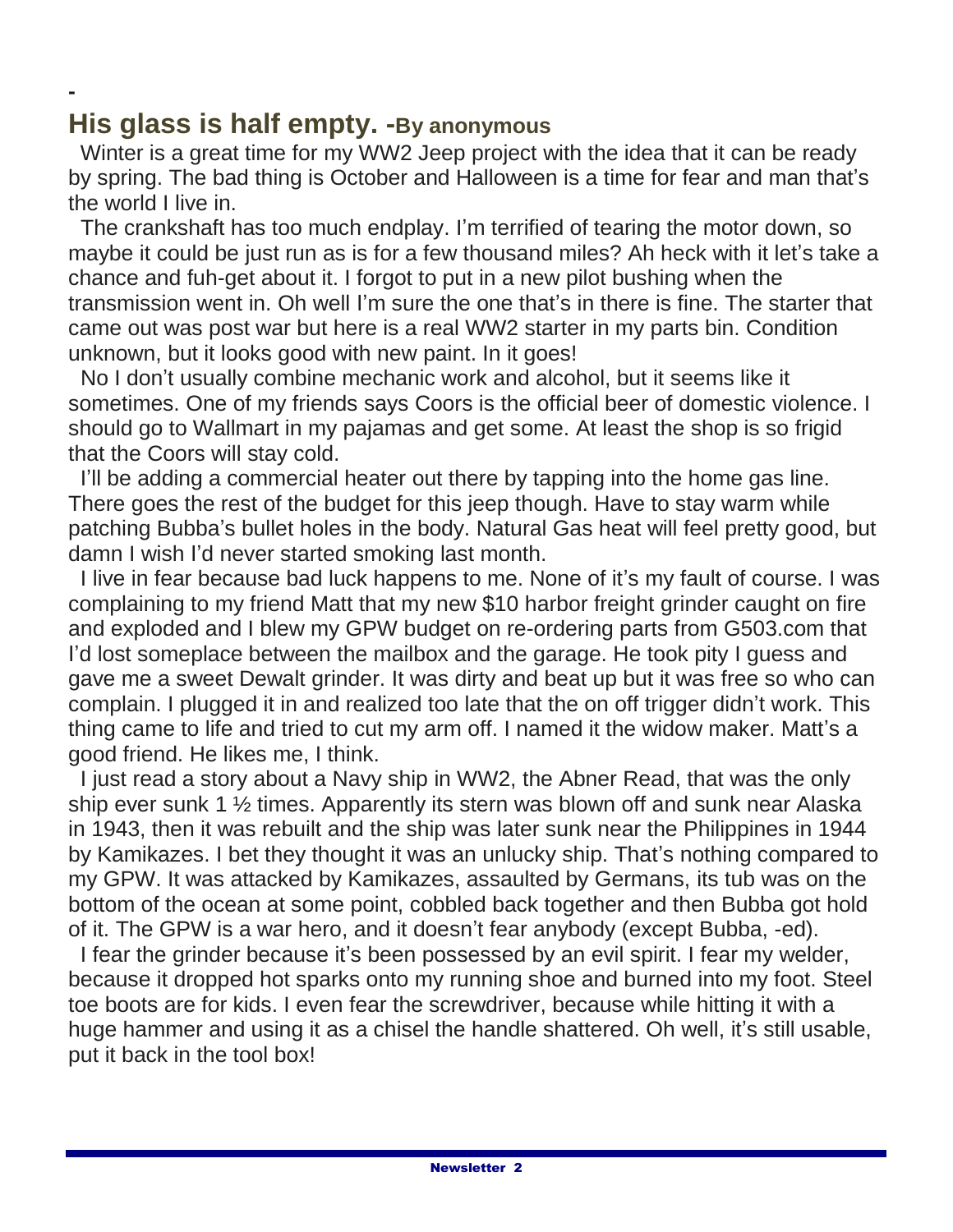-

## His glass is half empty. -By anonymous

Winter is a great time for my WW2 Jeep project with the idea that it can be ready by spring. The bad thing is October and Halloween is a time for fear and man that's the world I live in.

The crankshaft has too much endplay. I'm terrified of tearing the motor down, so maybe it could be just run as is for a few thousand miles? Ah heck with it let's take a chance and fuh-get about it. I forgot to put in a new pilot bushing when the transmission went in. Oh well I'm sure the one that's in there is fine. The starter that came out was post war but here is a real WW2 starter in my parts bin. Condition unknown, but it looks good with new paint. In it goes!

No I don't usually combine mechanic work and alcohol, but it seems like it sometimes. One of my friends says Coors is the official beer of domestic violence. I should go to Wallmart in my pajamas and get some. At least the shop is so frigid that the Coors will stay cold.

I'll be adding a commercial heater out there by tapping into the home gas line. There goes the rest of the budget for this jeep though. Have to stay warm while patching Bubba's bullet holes in the body. Natural Gas heat will feel pretty good, but damn I wish I'd never started smoking last month.

I live in fear because bad luck happens to me. None of it's my fault of course. I was complaining to my friend Matt that my new $10 harbor freight grinder caught on fire and exploded and I blew my GPW budget on re-ordering parts from G503.com that I'd lost someplace between the mailbox and the garage. He took pity I guess and gave me a sweet Dewalt grinder. It was dirty and beat up but it was free so who can complain. I plugged it in and realized too late that the on off trigger didn't work. This thing came to life and tried to cut my arm off. I named it the widow maker. Matt's a good friend. He likes me, I think.

I just read a story about a Navy ship in WW2, the Abner Read, that was the only ship ever sunk 1 ½ times. Apparently its stern was blown off and sunk near Alaska in 1943, then it was rebuilt and the ship was later sunk near the Philippines in 1944 by Kamikazes. I bet they thought it was an unlucky ship. That's nothing compared to my GPW. It was attacked by Kamikazes, assaulted by Germans, its tub was on the bottom of the ocean at some point, cobbled back together and then Bubba got hold of it. The GPW is a war hero, and it doesn't fear anybody (except Bubba, -ed).

I fear the grinder because it's been possessed by an evil spirit. I fear my welder, because it dropped hot sparks onto my running shoe and burned into my foot. Steel toe boots are for kids. I even fear the screwdriver, because while hitting it with a huge hammer and using it as a chisel the handle shattered. Oh well, it's still usable, put it back in the tool box!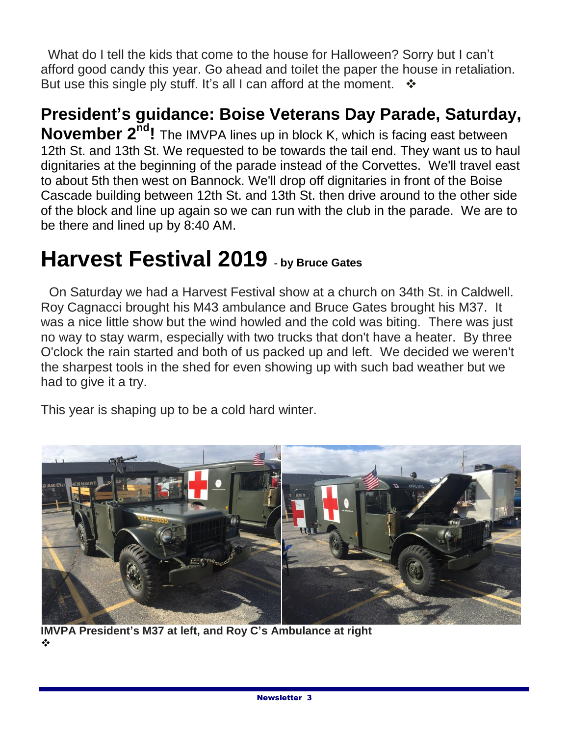What do I tell the kids that come to the house for Halloween? Sorry but I can't afford good candy this year. Go ahead and toilet the paper the house in retaliation. But use this single ply stuff. It's all I can afford at the moment. ❖

**President's guidance: Boise Veterans Day Parade, Saturday, November 2nd!** The IMVPA lines up in block K, which is facing east between 12th St. and 13th St. We requested to be towards the tail end. They want us to haul dignitaries at the beginning of the parade instead of the Corvettes. We'll travel east to about 5th then west on Bannock. We'll drop off dignitaries in front of the Boise Cascade building between 12th St. and 13th St. then drive around to the other side of the block and line up again so we can run with the club in the parade. We are to be there and lined up by 8:40 AM.

# Harvest Festival 2019 - by Bruce Gates

On Saturday we had a Harvest Festival show at a church on 34th St. in Caldwell. Roy Cagnacci brought his M43 ambulance and Bruce Gates brought his M37. It was a nice little show but the wind howled and the cold was biting. There was just no way to stay warm, especially with two trucks that don't have a heater. By three O'clock the rain started and both of us packed up and left. We decided we weren't the sharpest tools in the shed for even showing up with such bad weather but we had to give it a try.

This year is shaping up to be a cold hard winter.

**IMVPA President's M37 at left, and Roy C's Ambulance at right**

❖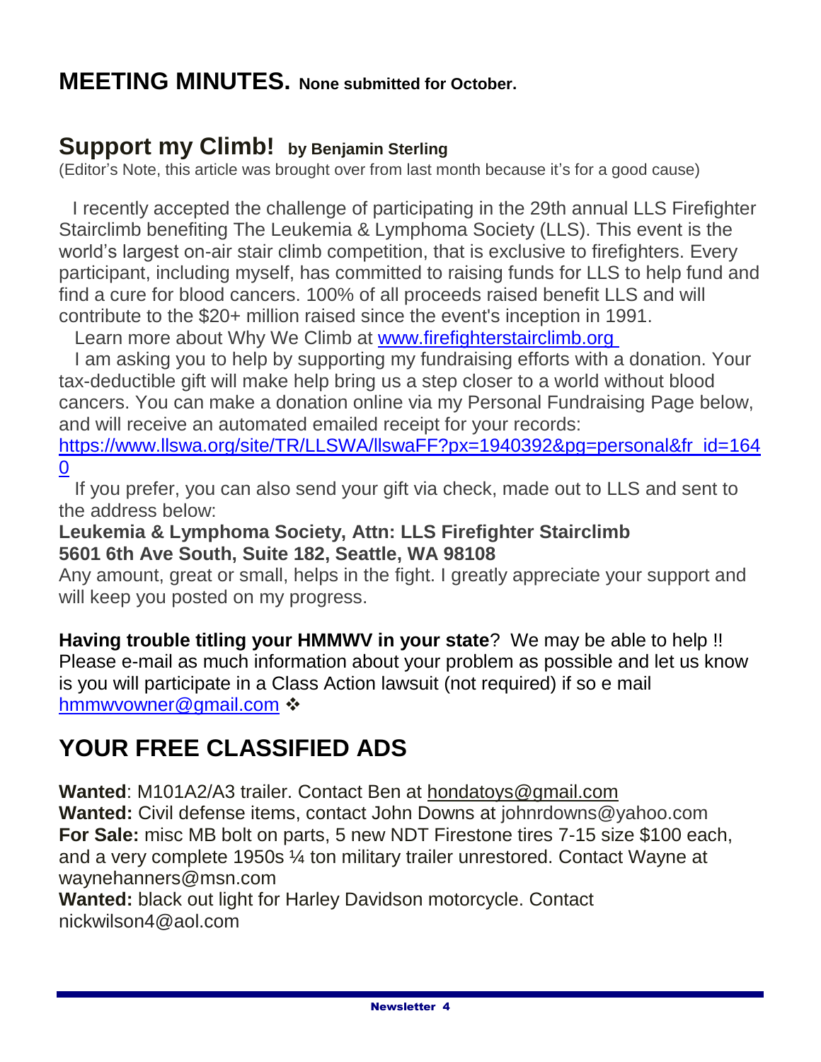## **MEETING MINUTES. None submitted for October.**

## **Support my Climb! by Benjamin Sterling**

(Editor's Note, this article was brought over from last month because it's for a good cause)

I recently accepted the challenge of participating in the 29th annual LLS Firefighter Stairclimb benefiting The Leukemia & Lymphoma Society (LLS). This event is the world's largest on-air stair climb competition, that is exclusive to firefighters. Every participant, including myself, has committed to raising funds for LLS to help fund and find a cure for blood cancers. 100% of all proceeds raised benefit LLS and will contribute to the $20+ million raised since the event's inception in 1991.

Learn more about Why We Climb at www.firefighterstairclimb.org

I am asking you to help by supporting my fundraising efforts with a donation. Your tax-deductible gift will make help bring us a step closer to a world without blood cancers. You can make a donation online via my Personal Fundraising Page below, and will receive an automated emailed receipt for your records: https://www.llswa.org/site/TR/LLSWA/llswaFF?px=1940392&pg=personal&fr_id=1640

If you prefer, you can also send your gift via check, made out to LLS and sent to the address below:

**Leukemia & Lymphoma Society, Attn: LLS Firefighter Stairclimb**
**5601 6th Ave South, Suite 182, Seattle, WA 98108**

Any amount, great or small, helps in the fight. I greatly appreciate your support and will keep you posted on my progress.

**Having trouble titling your HMMWV in your state**? We may be able to help !! Please e-mail as much information about your problem as possible and let us know is you will participate in a Class Action lawsuit (not required) if so e mail hmmwvowner@gmail.com ❖

# **YOUR FREE CLASSIFIED ADS**

**Wanted**: M101A2/A3 trailer. Contact Ben at hondatoys@gmail.com
**Wanted:** Civil defense items, contact John Downs at johnrdowns@yahoo.com
**For Sale:** misc MB bolt on parts, 5 new NDT Firestone tires 7-15 size $100 each, and a very complete 1950s ¼ ton military trailer unrestored. Contact Wayne at waynehanners@msn.com
**Wanted:** black out light for Harley Davidson motorcycle. Contact nickwilson4@aol.com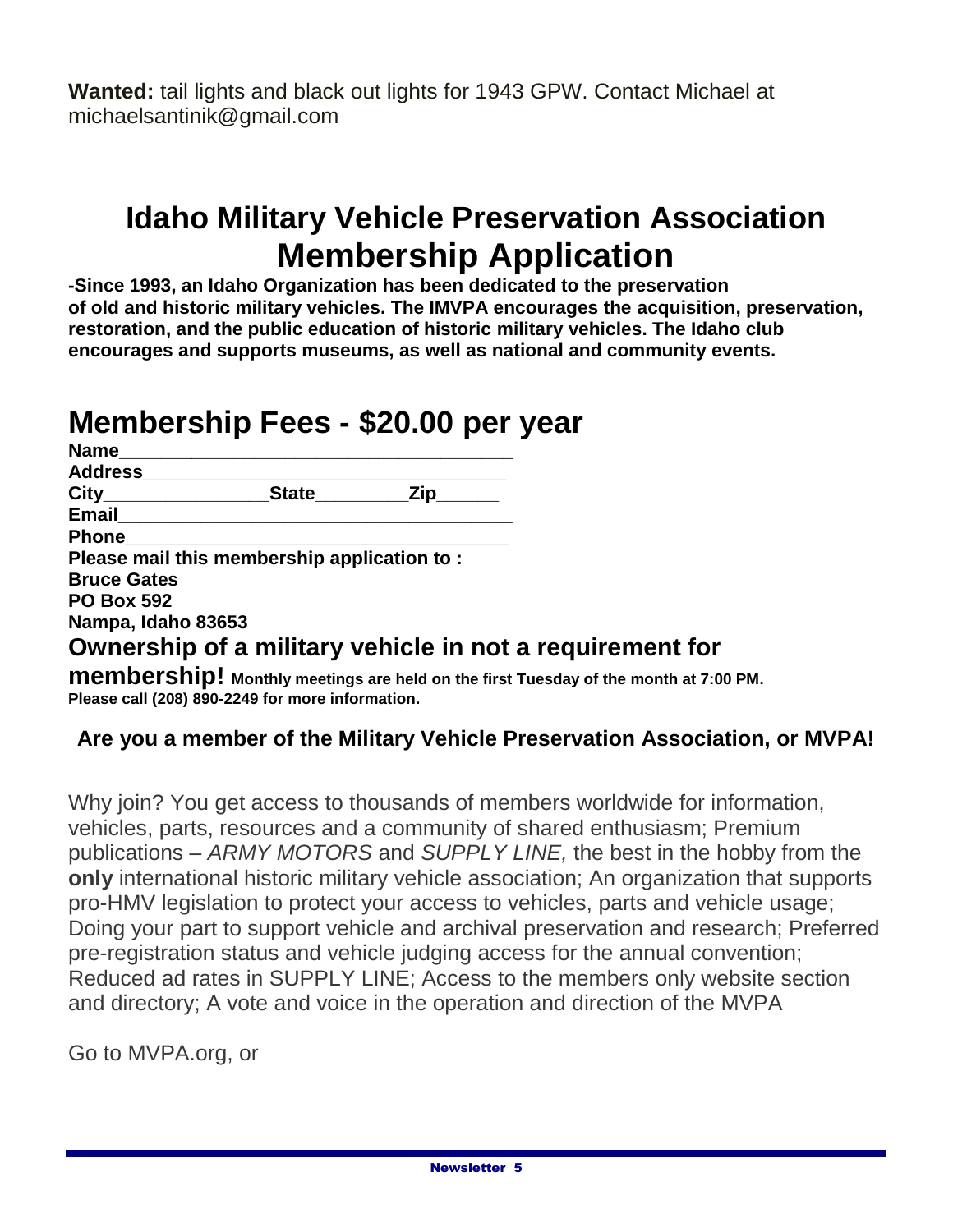**Wanted:** tail lights and black out lights for 1943 GPW. Contact Michael at michaelsantinik@gmail.com

# Idaho Military Vehicle Preservation Association Membership Application

**-Since 1993, an Idaho Organization has been dedicated to the preservation of old and historic military vehicles. The IMVPA encourages the acquisition, preservation, restoration, and the public education of historic military vehicles. The Idaho club encourages and supports museums, as well as national and community events.**

## Membership Fees - $20.00 per year

**Name**_____________________________________

**Address**___________________________________

**City**_______________**State**_________**Zip**______

**Email**______________________________________

**Phone**_____________________________________

**Please mail this membership application to :**
**Bruce Gates**
**PO Box 592**
**Nampa, Idaho 83653**

**Ownership of a military vehicle in not a requirement for membership!** **Monthly meetings are held on the first Tuesday of the month at 7:00 PM. Please call (208) 890-2249 for more information.**

**Are you a member of the Military Vehicle Preservation Association, or MVPA!**

Why join? You get access to thousands of members worldwide for information, vehicles, parts, resources and a community of shared enthusiasm; Premium publications – *ARMY MOTORS* and *SUPPLY LINE,* the best in the hobby from the **only** international historic military vehicle association; An organization that supports pro-HMV legislation to protect your access to vehicles, parts and vehicle usage; Doing your part to support vehicle and archival preservation and research; Preferred pre-registration status and vehicle judging access for the annual convention; Reduced ad rates in SUPPLY LINE; Access to the members only website section and directory; A vote and voice in the operation and direction of the MVPA

Go to MVPA.org, or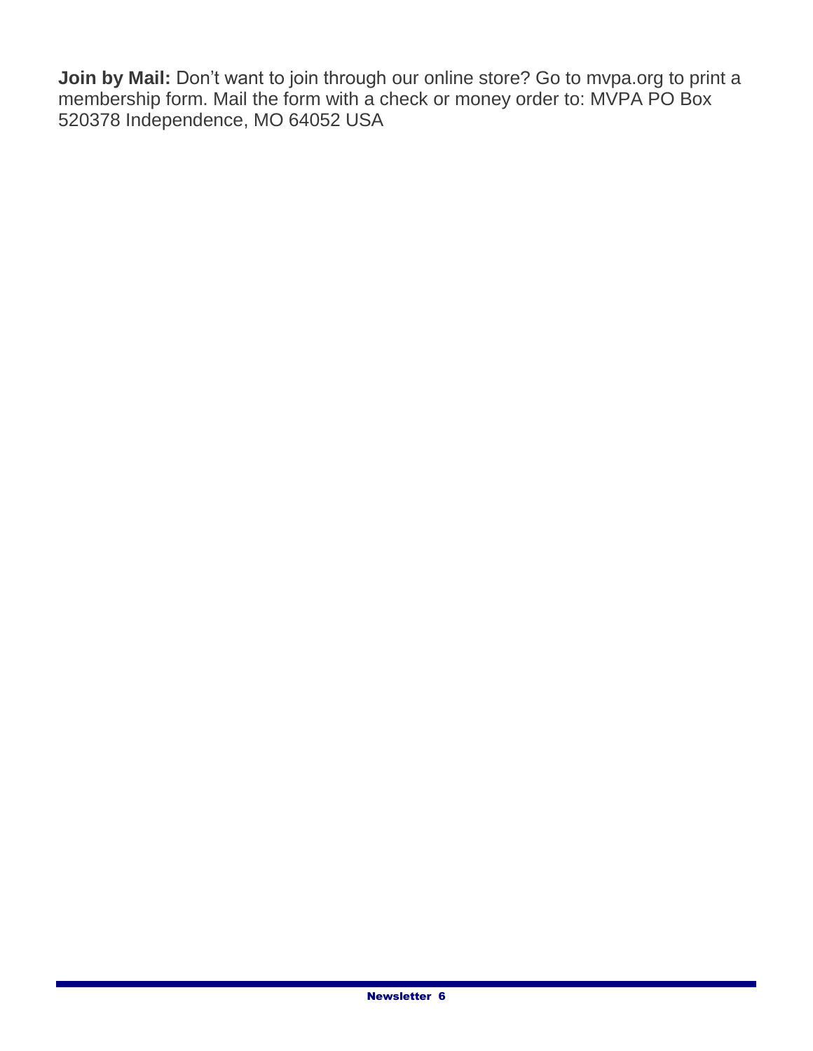**Join by Mail:** Don't want to join through our online store? Go to mvpa.org to print a membership form. Mail the form with a check or money order to: MVPA PO Box 520378 Independence, MO 64052 USA